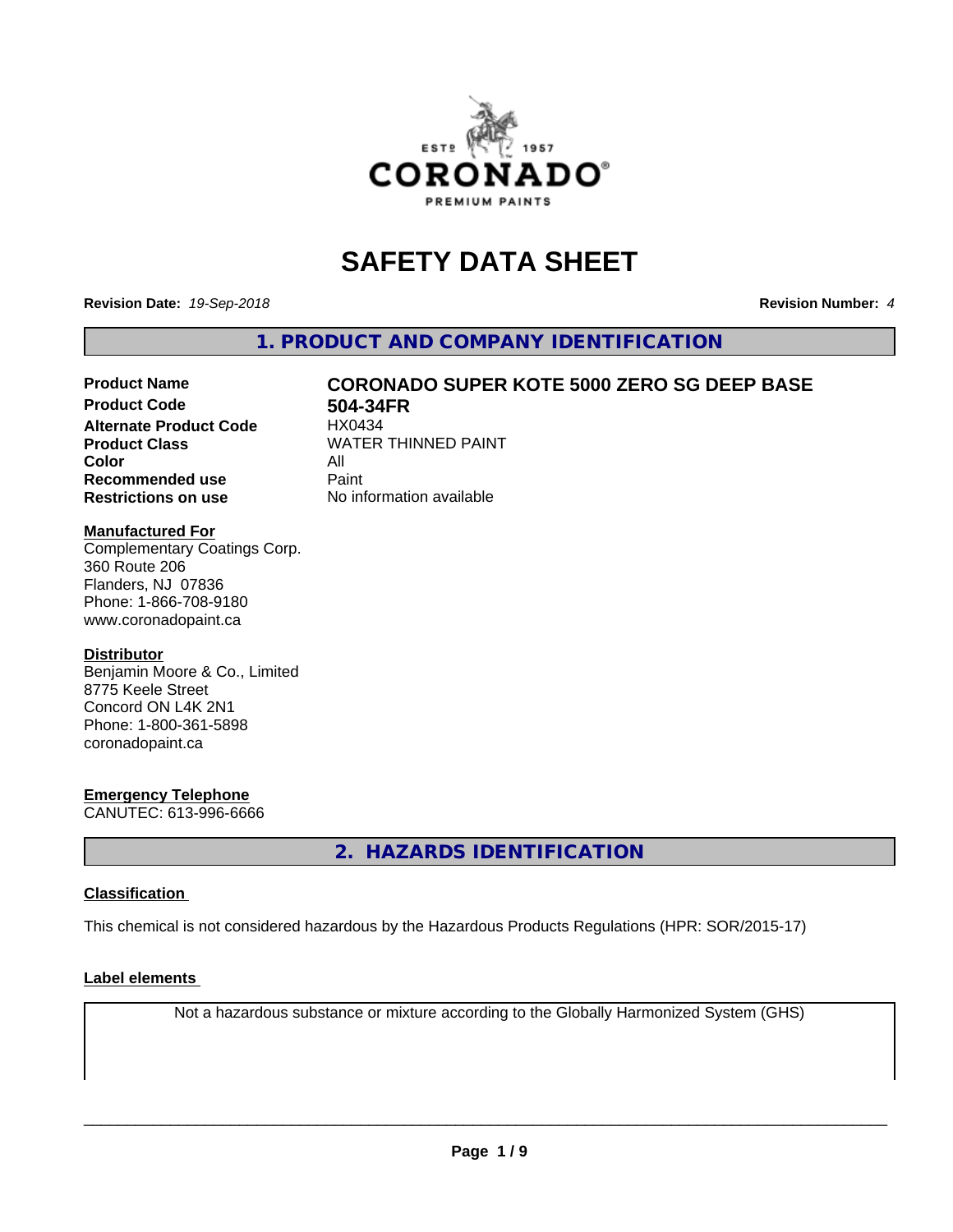# SAFETY DATA SHEET

**Revision Date:** *19-Sep-2018* **Revision Number:** *4*

## 1. PRODUCT AND COMPANY IDENTIFICATION

| | |
|---|---|
| **Product Name** | **CORONADO SUPER KOTE 5000 ZERO SG DEEP BASE** |
| **Product Code** | **504-34FR** |
| **Alternate Product Code** | HX0434 |
| **Product Class** | WATER THINNED PAINT |
| **Color** | All |
| **Recommended use** | Paint |
| **Restrictions on use** | No information available |

**Manufactured For**
Complementary Coatings Corp.
360 Route 206
Flanders, NJ 07836
Phone: 1-866-708-9180
www.coronadopaint.ca

**Distributor**
Benjamin Moore & Co., Limited
8775 Keele Street
Concord ON L4K 2N1
Phone: 1-800-361-5898
coronadopaint.ca

**Emergency Telephone**
CANUTEC: 613-996-6666

## 2. HAZARDS IDENTIFICATION

**Classification**

This chemical is not considered hazardous by the Hazardous Products Regulations (HPR: SOR/2015-17)

**Label elements**

Not a hazardous substance or mixture according to the Globally Harmonized System (GHS)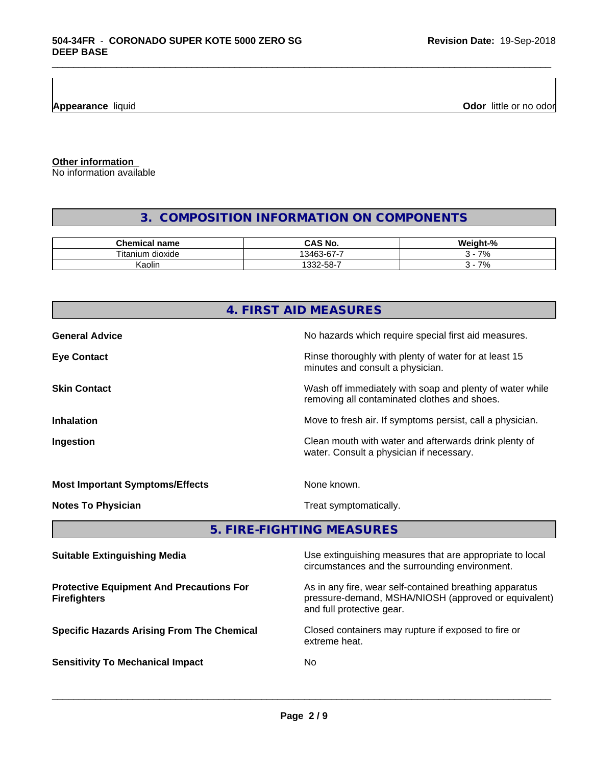**Appearance** liquid **Odor** little or no odor

**Other information**
No information available

## 3. COMPOSITION INFORMATION ON COMPONENTS

| Chemical name | CAS No. | Weight-% |
|---|---|---|
| Titanium dioxide | 13463-67-7 | 3 - 7% |
| Kaolin | 1332-58-7 | 3 - 7% |

## 4. FIRST AID MEASURES

**General Advice** No hazards which require special first aid measures.

**Eye Contact** Rinse thoroughly with plenty of water for at least 15 minutes and consult a physician.

**Skin Contact** Wash off immediately with soap and plenty of water while removing all contaminated clothes and shoes.

**Inhalation** Move to fresh air. If symptoms persist, call a physician.

**Ingestion** Clean mouth with water and afterwards drink plenty of water. Consult a physician if necessary.

**Most Important Symptoms/Effects** None known.

**Notes To Physician** Treat symptomatically.

## 5. FIRE-FIGHTING MEASURES

**Suitable Extinguishing Media** Use extinguishing measures that are appropriate to local circumstances and the surrounding environment.

**Protective Equipment And Precautions For Firefighters** As in any fire, wear self-contained breathing apparatus pressure-demand, MSHA/NIOSH (approved or equivalent) and full protective gear.

**Specific Hazards Arising From The Chemical** Closed containers may rupture if exposed to fire or extreme heat.

**Sensitivity To Mechanical Impact** No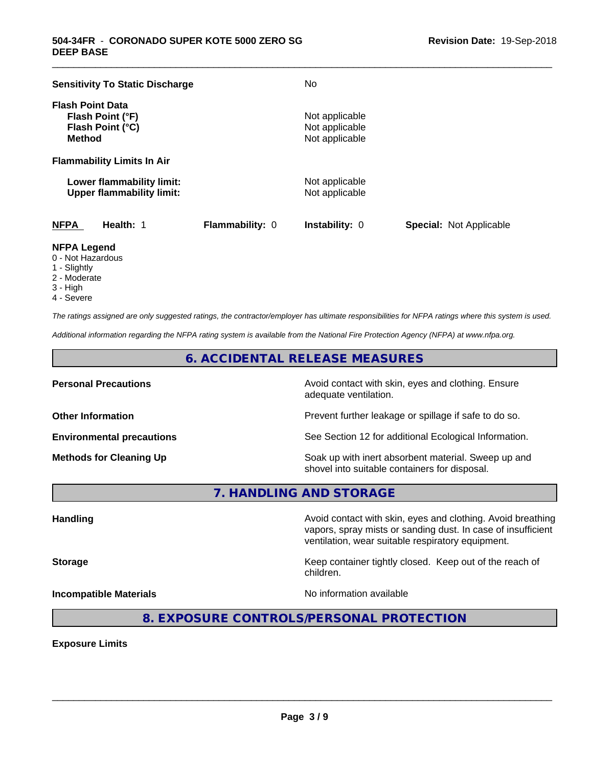**Sensitivity To Static Discharge** No

**Flash Point Data**

| | |
|---|---|
| **Flash Point (°F)** | Not applicable |
| **Flash Point (°C)** | Not applicable |
| **Method** | Not applicable |

**Flammability Limits In Air**

| | |
|---|---|
| **Lower flammability limit:** | Not applicable |
| **Upper flammability limit:** | Not applicable |

| **NFPA** | **Health:** 1 | **Flammability:** 0 | **Instability:** 0 | **Special:** Not Applicable |
|---|---|---|---|---|

**NFPA Legend**
0 - Not Hazardous
1 - Slightly
2 - Moderate
3 - High
4 - Severe

*The ratings assigned are only suggested ratings, the contractor/employer has ultimate responsibilities for NFPA ratings where this system is used.*

*Additional information regarding the NFPA rating system is available from the National Fire Protection Agency (NFPA) at www.nfpa.org.*

## 6. ACCIDENTAL RELEASE MEASURES

| | |
|---|---|
| **Personal Precautions** | Avoid contact with skin, eyes and clothing. Ensure adequate ventilation. |
| **Other Information** | Prevent further leakage or spillage if safe to do so. |
| **Environmental precautions** | See Section 12 for additional Ecological Information. |
| **Methods for Cleaning Up** | Soak up with inert absorbent material. Sweep up and shovel into suitable containers for disposal. |

## 7. HANDLING AND STORAGE

| | |
|---|---|
| **Handling** | Avoid contact with skin, eyes and clothing. Avoid breathing vapors, spray mists or sanding dust. In case of insufficient ventilation, wear suitable respiratory equipment. |
| **Storage** | Keep container tightly closed. Keep out of the reach of children. |
| **Incompatible Materials** | No information available |

## 8. EXPOSURE CONTROLS/PERSONAL PROTECTION

**Exposure Limits**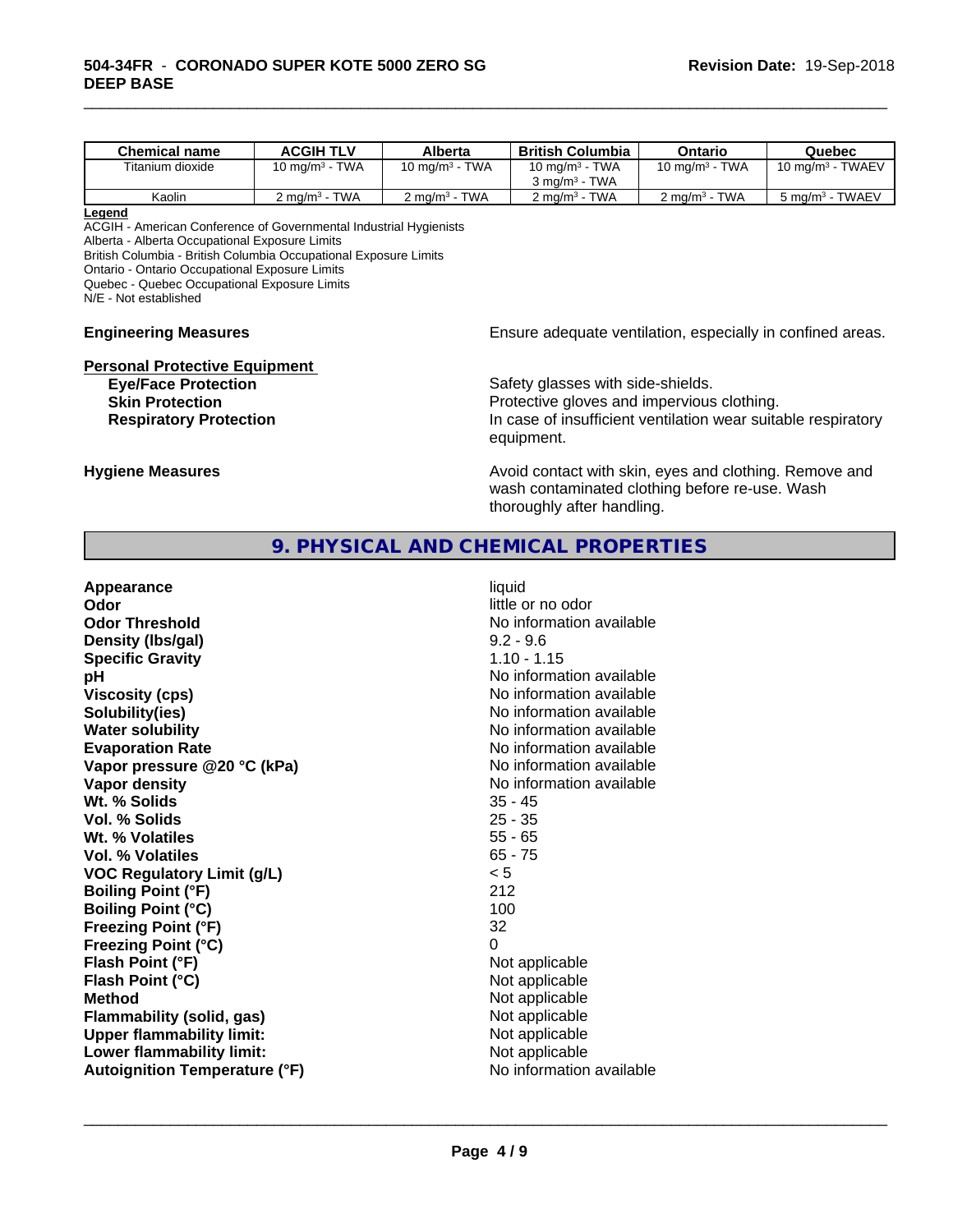| Chemical name | ACGIH TLV | Alberta | British Columbia | Ontario | Quebec |
|---|---|---|---|---|---|
| Titanium dioxide | 10 $mg/m^3$ - TWA | 10 $mg/m^3$ - TWA | 10 $mg/m^3$ - TWA<br>3 $mg/m^3$ - TWA | 10 $mg/m^3$ - TWA | 10 $mg/m^3$ - TWAEV |
| Kaolin | 2 $mg/m^3$ - TWA | 2 $mg/m^3$ - TWA | 2 $mg/m^3$ - TWA | 2 $mg/m^3$ - TWA | 5 $mg/m^3$ - TWAEV |

**Legend**

ACGIH - American Conference of Governmental Industrial Hygienists
Alberta - Alberta Occupational Exposure Limits
British Columbia - British Columbia Occupational Exposure Limits
Ontario - Ontario Occupational Exposure Limits
Quebec - Quebec Occupational Exposure Limits
N/E - Not established

**Engineering Measures** Ensure adequate ventilation, especially in confined areas.

**Personal Protective Equipment**

**Eye/Face Protection** Safety glasses with side-shields.

**Skin Protection** Protective gloves and impervious clothing.

**Respiratory Protection** In case of insufficient ventilation wear suitable respiratory equipment.

**Hygiene Measures** Avoid contact with skin, eyes and clothing. Remove and wash contaminated clothing before re-use. Wash thoroughly after handling.

## 9. PHYSICAL AND CHEMICAL PROPERTIES

| | |
|---|---|
| **Appearance** | liquid |
| **Odor** | little or no odor |
| **Odor Threshold** | No information available |
| **Density (lbs/gal)** | 9.2 - 9.6 |
| **Specific Gravity** | 1.10 - 1.15 |
| **pH** | No information available |
| **Viscosity (cps)** | No information available |
| **Solubility(ies)** | No information available |
| **Water solubility** | No information available |
| **Evaporation Rate** | No information available |
| **Vapor pressure @20 °C (kPa)** | No information available |
| **Vapor density** | No information available |
| **Wt. % Solids** | 35 - 45 |
| **Vol. % Solids** | 25 - 35 |
| **Wt. % Volatiles** | 55 - 65 |
| **Vol. % Volatiles** | 65 - 75 |
| **VOC Regulatory Limit (g/L)** | < 5 |
| **Boiling Point (°F)** | 212 |
| **Boiling Point (°C)** | 100 |
| **Freezing Point (°F)** | 32 |
| **Freezing Point (°C)** | 0 |
| **Flash Point (°F)** | Not applicable |
| **Flash Point (°C)** | Not applicable |
| **Method** | Not applicable |
| **Flammability (solid, gas)** | Not applicable |
| **Upper flammability limit:** | Not applicable |
| **Lower flammability limit:** | Not applicable |
| **Autoignition Temperature (°F)** | No information available |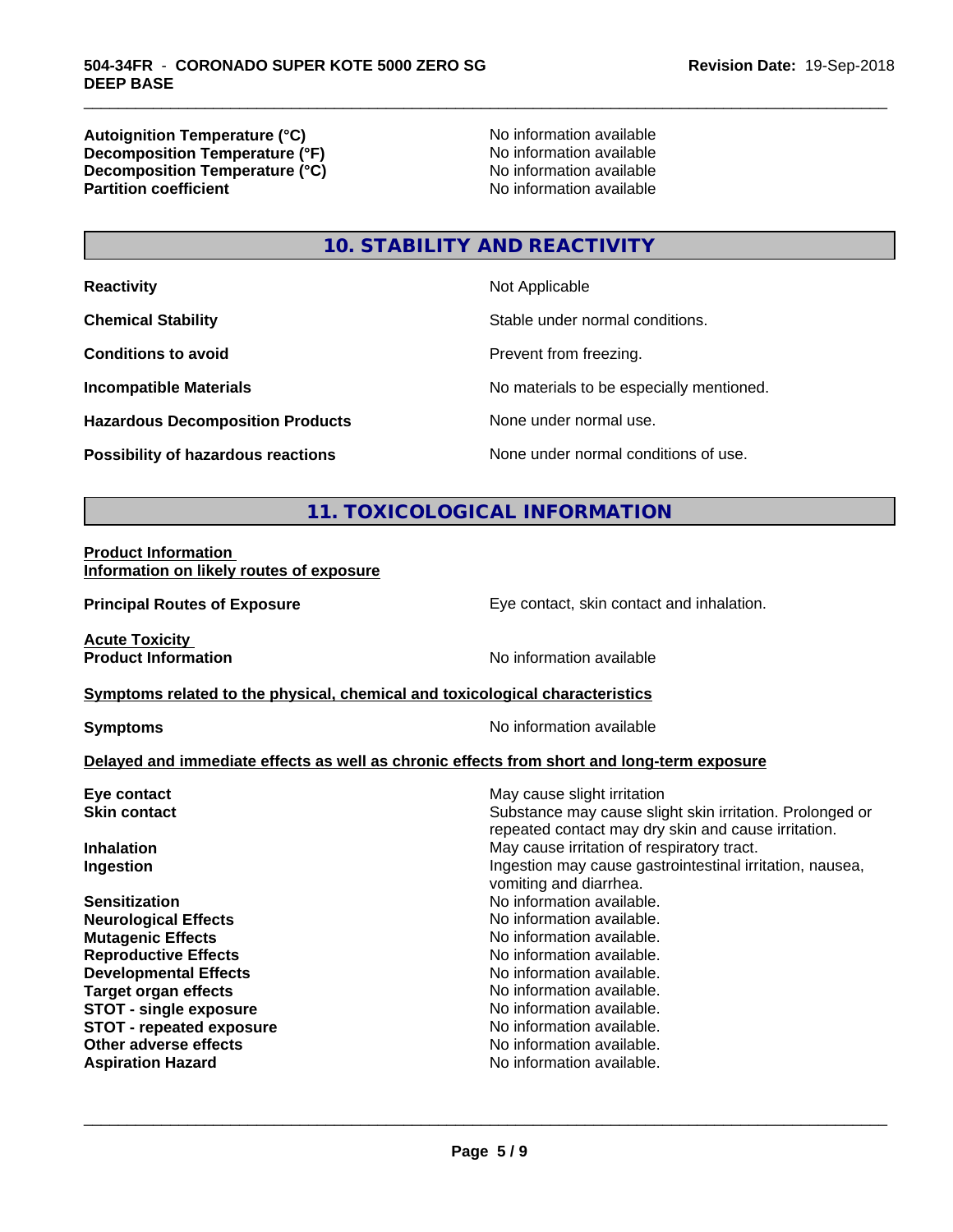| | |
|---|---|
| **Autoignition Temperature (°C)** | No information available |
| **Decomposition Temperature (°F)** | No information available |
| **Decomposition Temperature (°C)** | No information available |
| **Partition coefficient** | No information available |

## 10. STABILITY AND REACTIVITY

| | |
|---|---|
| **Reactivity** | Not Applicable |
| **Chemical Stability** | Stable under normal conditions. |
| **Conditions to avoid** | Prevent from freezing. |
| **Incompatible Materials** | No materials to be especially mentioned. |
| **Hazardous Decomposition Products** | None under normal use. |
| **Possibility of hazardous reactions** | None under normal conditions of use. |

## 11. TOXICOLOGICAL INFORMATION

**Product Information**
**Information on likely routes of exposure**

| | |
|---|---|
| **Principal Routes of Exposure** | Eye contact, skin contact and inhalation. |

**Acute Toxicity**

| | |
|---|---|
| **Product Information** | No information available |

**Symptoms related to the physical, chemical and toxicological characteristics**

| | |
|---|---|
| **Symptoms** | No information available |

**Delayed and immediate effects as well as chronic effects from short and long-term exposure**

| | |
|---|---|
| **Eye contact** | May cause slight irritation |
| **Skin contact** | Substance may cause slight skin irritation. Prolonged or repeated contact may dry skin and cause irritation. |
| **Inhalation** | May cause irritation of respiratory tract. |
| **Ingestion** | Ingestion may cause gastrointestinal irritation, nausea, vomiting and diarrhea. |
| **Sensitization** | No information available. |
| **Neurological Effects** | No information available. |
| **Mutagenic Effects** | No information available. |
| **Reproductive Effects** | No information available. |
| **Developmental Effects** | No information available. |
| **Target organ effects** | No information available. |
| **STOT - single exposure** | No information available. |
| **STOT - repeated exposure** | No information available. |
| **Other adverse effects** | No information available. |
| **Aspiration Hazard** | No information available. |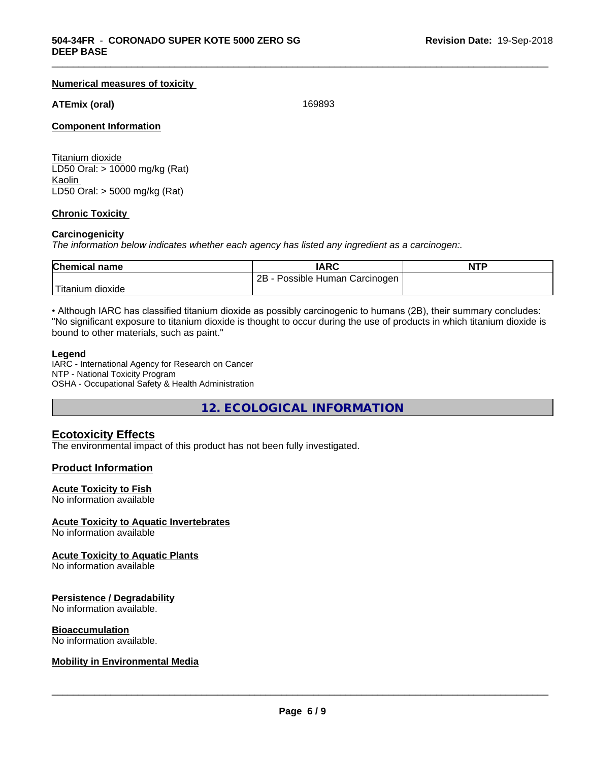**Numerical measures of toxicity**

**ATEmix (oral)** 169893

**Component Information**

Titanium dioxide
LD50 Oral: > 10000 mg/kg (Rat)
Kaolin
LD50 Oral: > 5000 mg/kg (Rat)

**Chronic Toxicity**

**Carcinogenicity**
*The information below indicates whether each agency has listed any ingredient as a carcinogen:.*

| Chemical name | IARC | NTP |
|---|---|---|
| Titanium dioxide | 2B - Possible Human Carcinogen | |

• Although IARC has classified titanium dioxide as possibly carcinogenic to humans (2B), their summary concludes: "No significant exposure to titanium dioxide is thought to occur during the use of products in which titanium dioxide is bound to other materials, such as paint."

**Legend**
IARC - International Agency for Research on Cancer
NTP - National Toxicity Program
OSHA - Occupational Safety & Health Administration

## 12. ECOLOGICAL INFORMATION

### Ecotoxicity Effects
The environmental impact of this product has not been fully investigated.

### Product Information

**Acute Toxicity to Fish**
No information available

**Acute Toxicity to Aquatic Invertebrates**
No information available

**Acute Toxicity to Aquatic Plants**
No information available

**Persistence / Degradability**
No information available.

**Bioaccumulation**
No information available.

**Mobility in Environmental Media**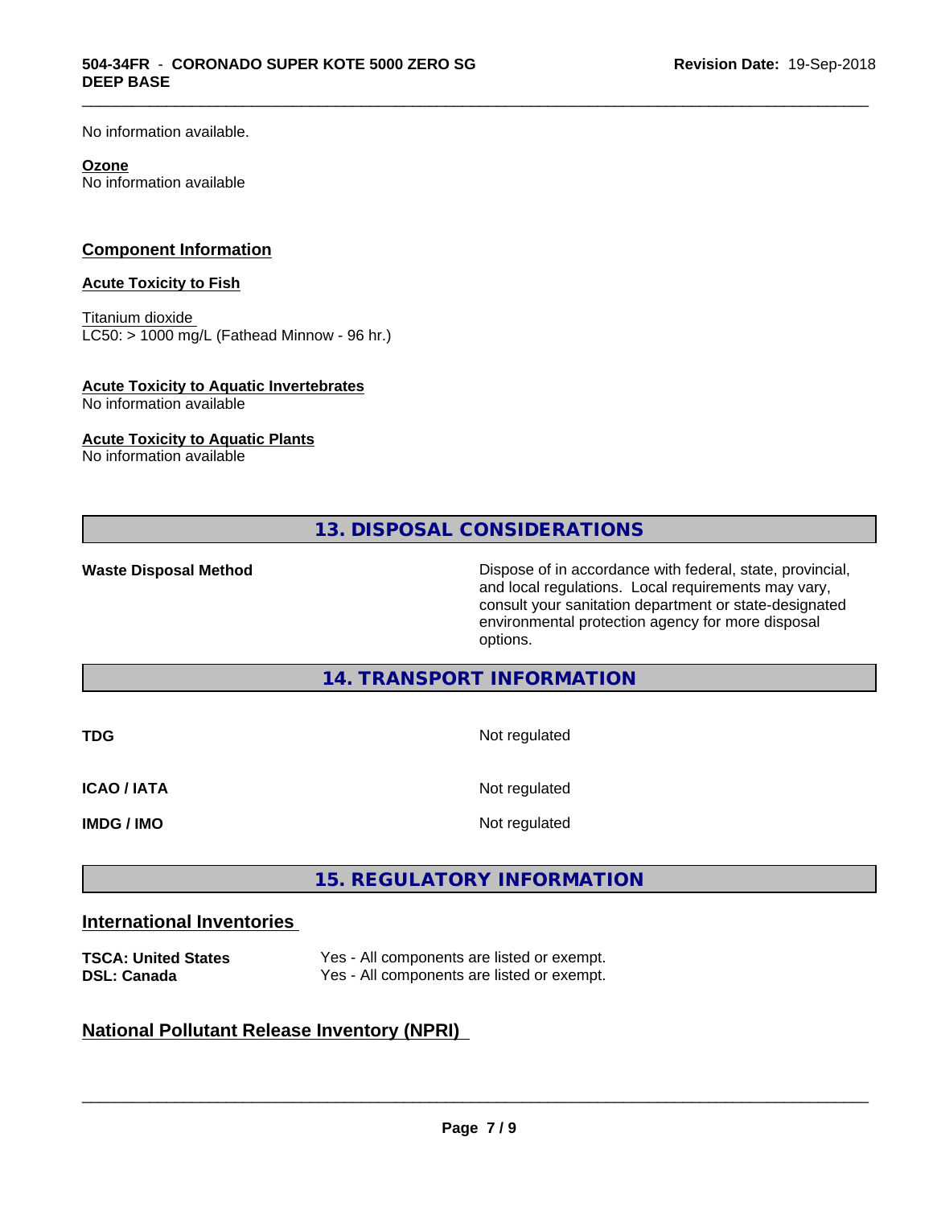No information available.

**Ozone**
No information available

## Component Information

**Acute Toxicity to Fish**

Titanium dioxide
LC50: > 1000 mg/L (Fathead Minnow - 96 hr.)

**Acute Toxicity to Aquatic Invertebrates**
No information available

**Acute Toxicity to Aquatic Plants**
No information available

## 13. DISPOSAL CONSIDERATIONS

**Waste Disposal Method** — Dispose of in accordance with federal, state, provincial, and local regulations. Local requirements may vary, consult your sanitation department or state-designated environmental protection agency for more disposal options.

## 14. TRANSPORT INFORMATION

| | |
|---|---|
| **TDG** | Not regulated |
| **ICAO / IATA** | Not regulated |
| **IMDG / IMO** | Not regulated |

## 15. REGULATORY INFORMATION

### International Inventories

| | |
|---|---|
| **TSCA: United States** | Yes - All components are listed or exempt. |
| **DSL: Canada** | Yes - All components are listed or exempt. |

### National Pollutant Release Inventory (NPRI)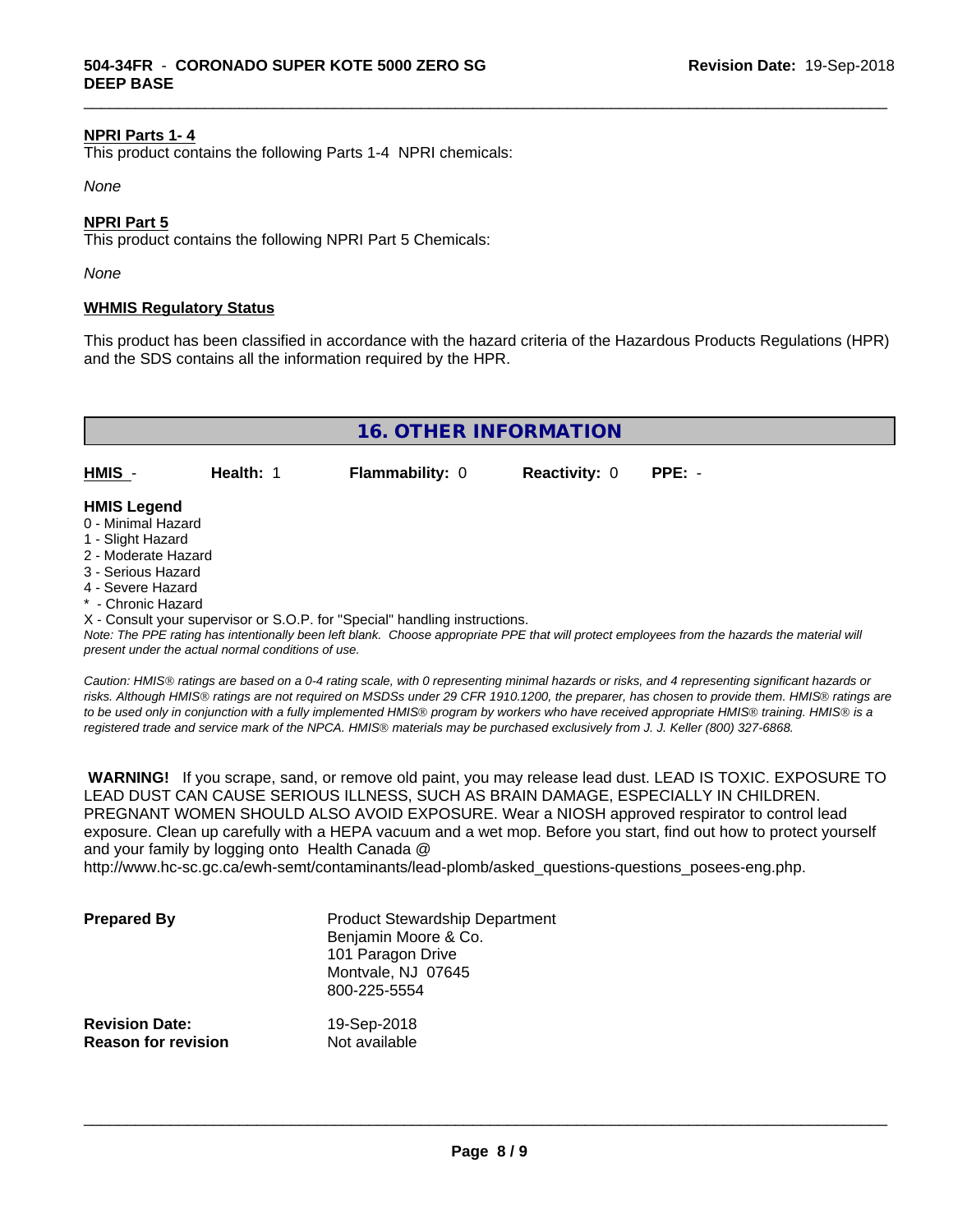**NPRI Parts 1- 4**

This product contains the following Parts 1-4 NPRI chemicals:

*None*

**NPRI Part 5**

This product contains the following NPRI Part 5 Chemicals:

*None*

**WHMIS Regulatory Status**

This product has been classified in accordance with the hazard criteria of the Hazardous Products Regulations (HPR) and the SDS contains all the information required by the HPR.

## 16. OTHER INFORMATION

| HMIS - | Health: 1 | Flammability: 0 | Reactivity: 0 | PPE: - |
|---|---|---|---|---|

**HMIS Legend**

0 - Minimal Hazard
1 - Slight Hazard
2 - Moderate Hazard
3 - Serious Hazard
4 - Severe Hazard
* - Chronic Hazard
X - Consult your supervisor or S.O.P. for "Special" handling instructions.

*Note: The PPE rating has intentionally been left blank. Choose appropriate PPE that will protect employees from the hazards the material will present under the actual normal conditions of use.*

*Caution: HMIS® ratings are based on a 0-4 rating scale, with 0 representing minimal hazards or risks, and 4 representing significant hazards or risks. Although HMIS® ratings are not required on MSDSs under 29 CFR 1910.1200, the preparer, has chosen to provide them. HMIS® ratings are to be used only in conjunction with a fully implemented HMIS® program by workers who have received appropriate HMIS® training. HMIS® is a registered trade and service mark of the NPCA. HMIS® materials may be purchased exclusively from J. J. Keller (800) 327-6868.*

**WARNING!** If you scrape, sand, or remove old paint, you may release lead dust. LEAD IS TOXIC. EXPOSURE TO LEAD DUST CAN CAUSE SERIOUS ILLNESS, SUCH AS BRAIN DAMAGE, ESPECIALLY IN CHILDREN. PREGNANT WOMEN SHOULD ALSO AVOID EXPOSURE. Wear a NIOSH approved respirator to control lead exposure. Clean up carefully with a HEPA vacuum and a wet mop. Before you start, find out how to protect yourself and your family by logging onto Health Canada @ http://www.hc-sc.gc.ca/ewh-semt/contaminants/lead-plomb/asked_questions-questions_posees-eng.php.

**Prepared By**

Product Stewardship Department
Benjamin Moore & Co.
101 Paragon Drive
Montvale, NJ 07645
800-225-5554

**Revision Date:** 19-Sep-2018

**Reason for revision** Not available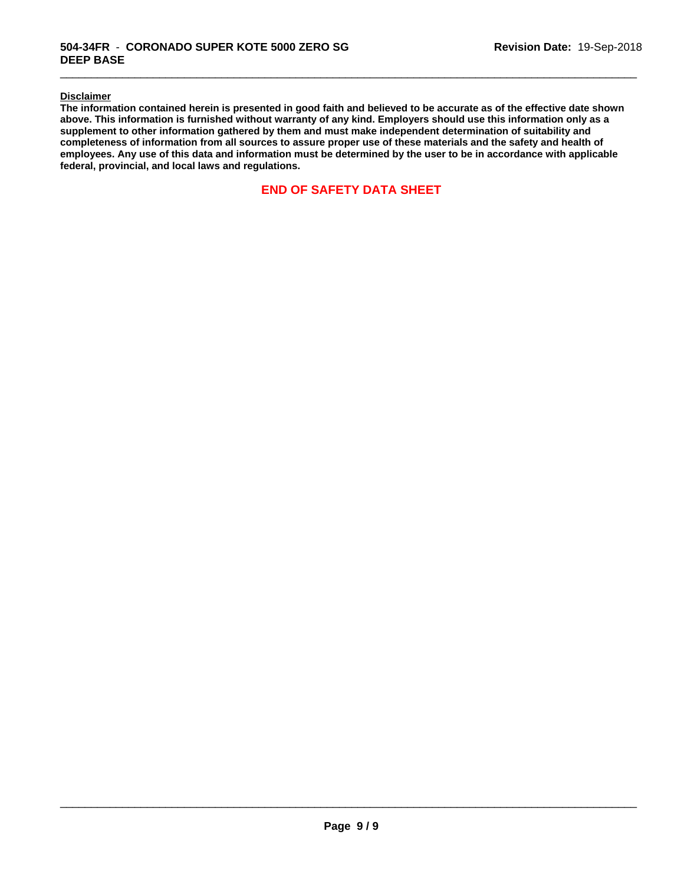**Disclaimer**

**The information contained herein is presented in good faith and believed to be accurate as of the effective date shown above. This information is furnished without warranty of any kind. Employers should use this information only as a supplement to other information gathered by them and must make independent determination of suitability and completeness of information from all sources to assure proper use of these materials and the safety and health of employees. Any use of this data and information must be determined by the user to be in accordance with applicable federal, provincial, and local laws and regulations.**

**END OF SAFETY DATA SHEET**